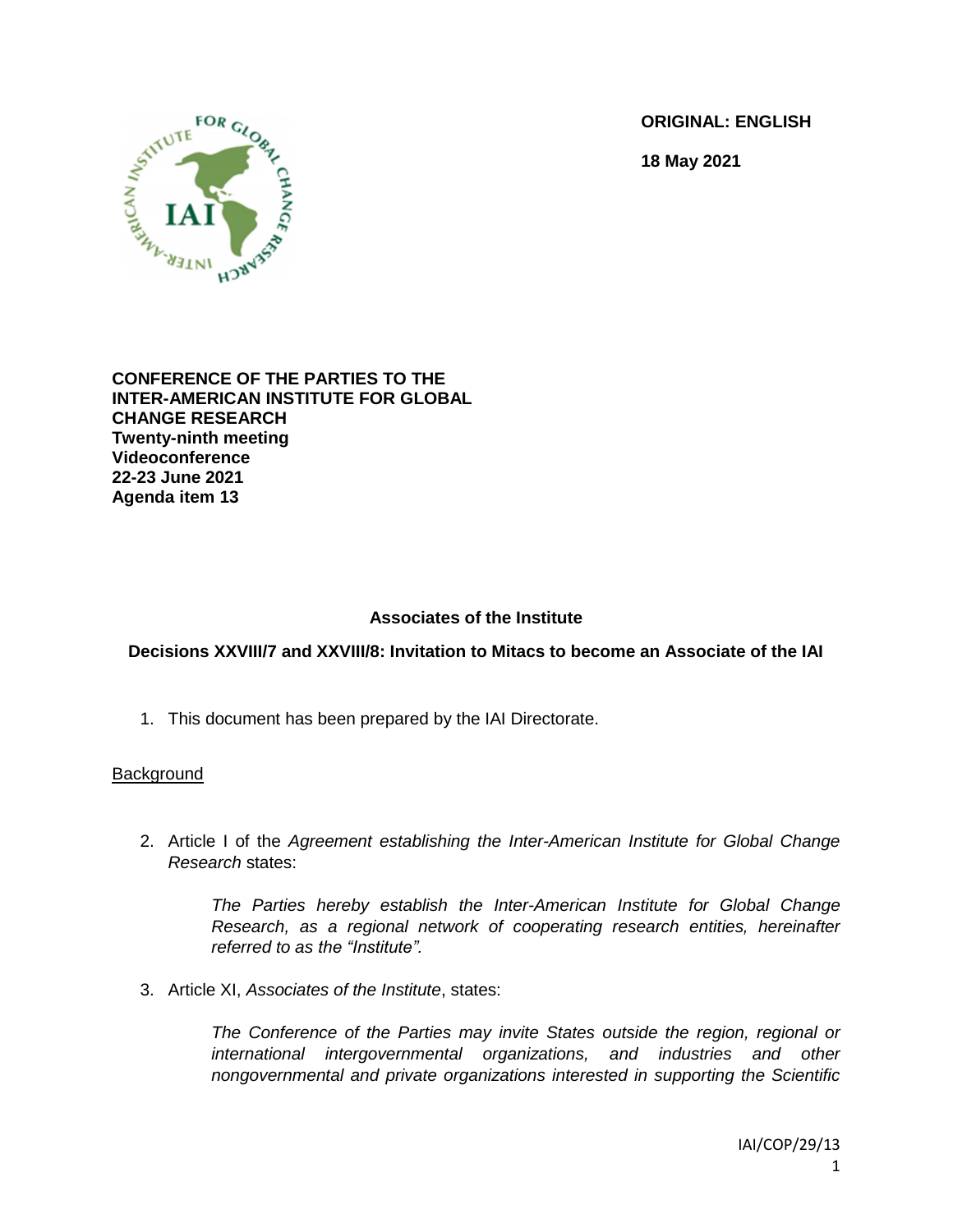**ORIGINAL: ENGLISH**

**18 May 2021**

**CONFERENCE OF THE PARTIES TO THE INTER-AMERICAN INSTITUTE FOR GLOBAL CHANGE RESEARCH**
**Twenty-ninth meeting**
**Videoconference**
**22-23 June 2021**
**Agenda item 13**

## Associates of the Institute

### Decisions XXVIII/7 and XXVIII/8: Invitation to Mitacs to become an Associate of the IAI

1. This document has been prepared by the IAI Directorate.

<u>Background</u>

2. Article I of the *Agreement establishing the Inter-American Institute for Global Change Research* states:

   > *The Parties hereby establish the Inter-American Institute for Global Change Research, as a regional network of cooperating research entities, hereinafter referred to as the "Institute".*

3. Article XI, *Associates of the Institute*, states:

   > *The Conference of the Parties may invite States outside the region, regional or international intergovernmental organizations, and industries and other nongovernmental and private organizations interested in supporting the Scientific*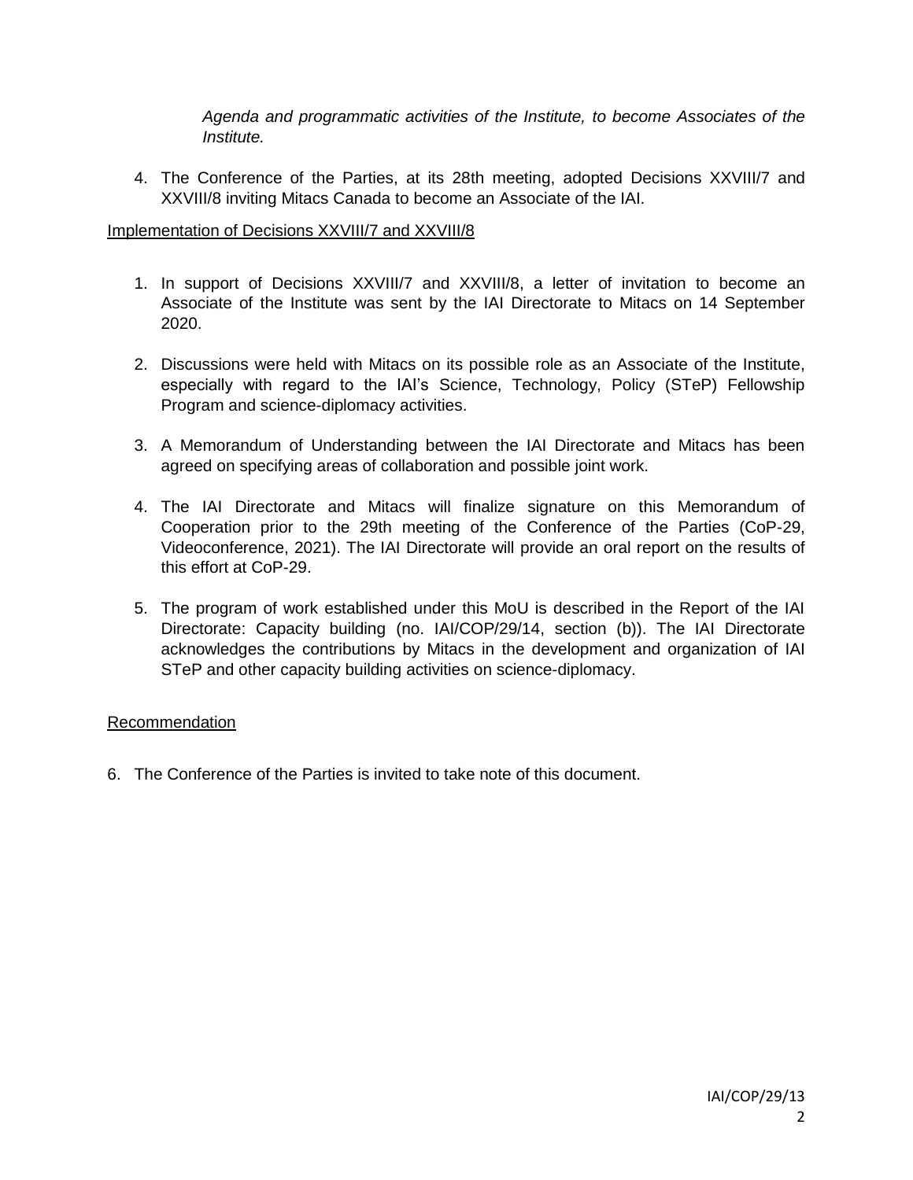*Agenda and programmatic activities of the Institute, to become Associates of the Institute.*

4. The Conference of the Parties, at its 28th meeting, adopted Decisions XXVIII/7 and XXVIII/8 inviting Mitacs Canada to become an Associate of the IAI.

<u>Implementation of Decisions XXVIII/7 and XXVIII/8</u>

1. In support of Decisions XXVIII/7 and XXVIII/8, a letter of invitation to become an Associate of the Institute was sent by the IAI Directorate to Mitacs on 14 September 2020.

2. Discussions were held with Mitacs on its possible role as an Associate of the Institute, especially with regard to the IAI's Science, Technology, Policy (STeP) Fellowship Program and science-diplomacy activities.

3. A Memorandum of Understanding between the IAI Directorate and Mitacs has been agreed on specifying areas of collaboration and possible joint work.

4. The IAI Directorate and Mitacs will finalize signature on this Memorandum of Cooperation prior to the 29th meeting of the Conference of the Parties (CoP-29, Videoconference, 2021). The IAI Directorate will provide an oral report on the results of this effort at CoP-29.

5. The program of work established under this MoU is described in the Report of the IAI Directorate: Capacity building (no. IAI/COP/29/14, section (b)). The IAI Directorate acknowledges the contributions by Mitacs in the development and organization of IAI STeP and other capacity building activities on science-diplomacy.

<u>Recommendation</u>

6. The Conference of the Parties is invited to take note of this document.